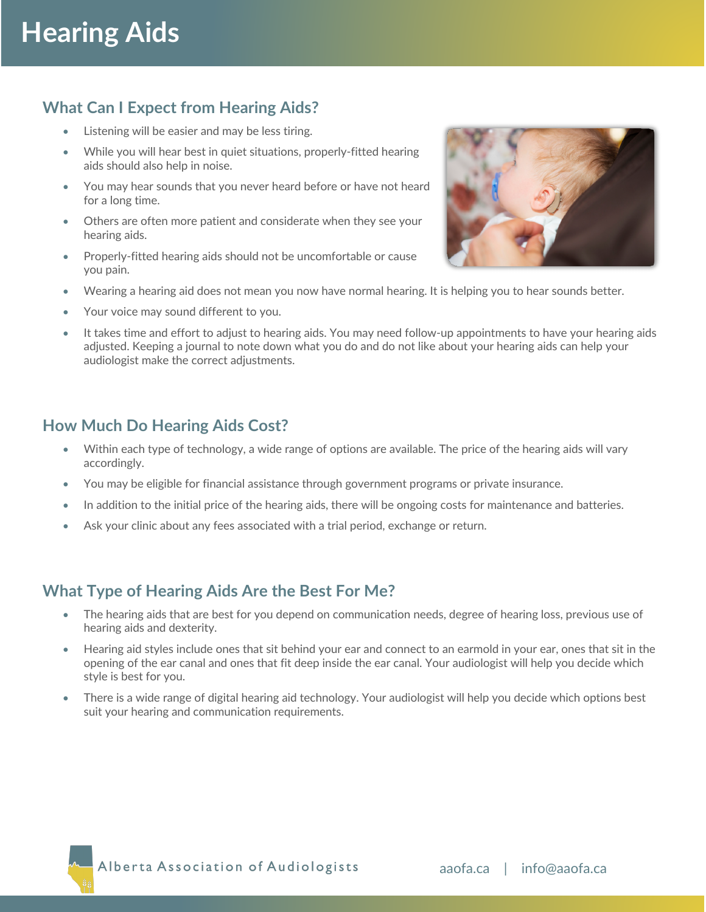# Hearing Aids

## What Can I Expect from Hearing Aids?

- Listening will be easier and may be less tiring.
- While you will hear best in quiet situations, properly-fitted hearing aids should also help in noise.
- You may hear sounds that you never heard before or have not heard for a long time.
- Others are often more patient and considerate when they see your hearing aids.
- Properly-fitted hearing aids should not be uncomfortable or cause you pain.
- Wearing a hearing aid does not mean you now have normal hearing. It is helping you to hear sounds better.
- Your voice may sound different to you.
- It takes time and effort to adjust to hearing aids. You may need follow-up appointments to have your hearing aids adjusted. Keeping a journal to note down what you do and do not like about your hearing aids can help your audiologist make the correct adjustments.

## How Much Do Hearing Aids Cost?

- Within each type of technology, a wide range of options are available. The price of the hearing aids will vary accordingly.
- You may be eligible for financial assistance through government programs or private insurance.
- In addition to the initial price of the hearing aids, there will be ongoing costs for maintenance and batteries.
- Ask your clinic about any fees associated with a trial period, exchange or return.

## What Type of Hearing Aids Are the Best For Me?

- The hearing aids that are best for you depend on communication needs, degree of hearing loss, previous use of hearing aids and dexterity.
- Hearing aid styles include ones that sit behind your ear and connect to an earmold in your ear, ones that sit in the opening of the ear canal and ones that fit deep inside the ear canal. Your audiologist will help you decide which style is best for you.
- There is a wide range of digital hearing aid technology. Your audiologist will help you decide which options best suit your hearing and communication requirements.

Alberta Association of Audiologists

aaofa.ca | info@aaofa.ca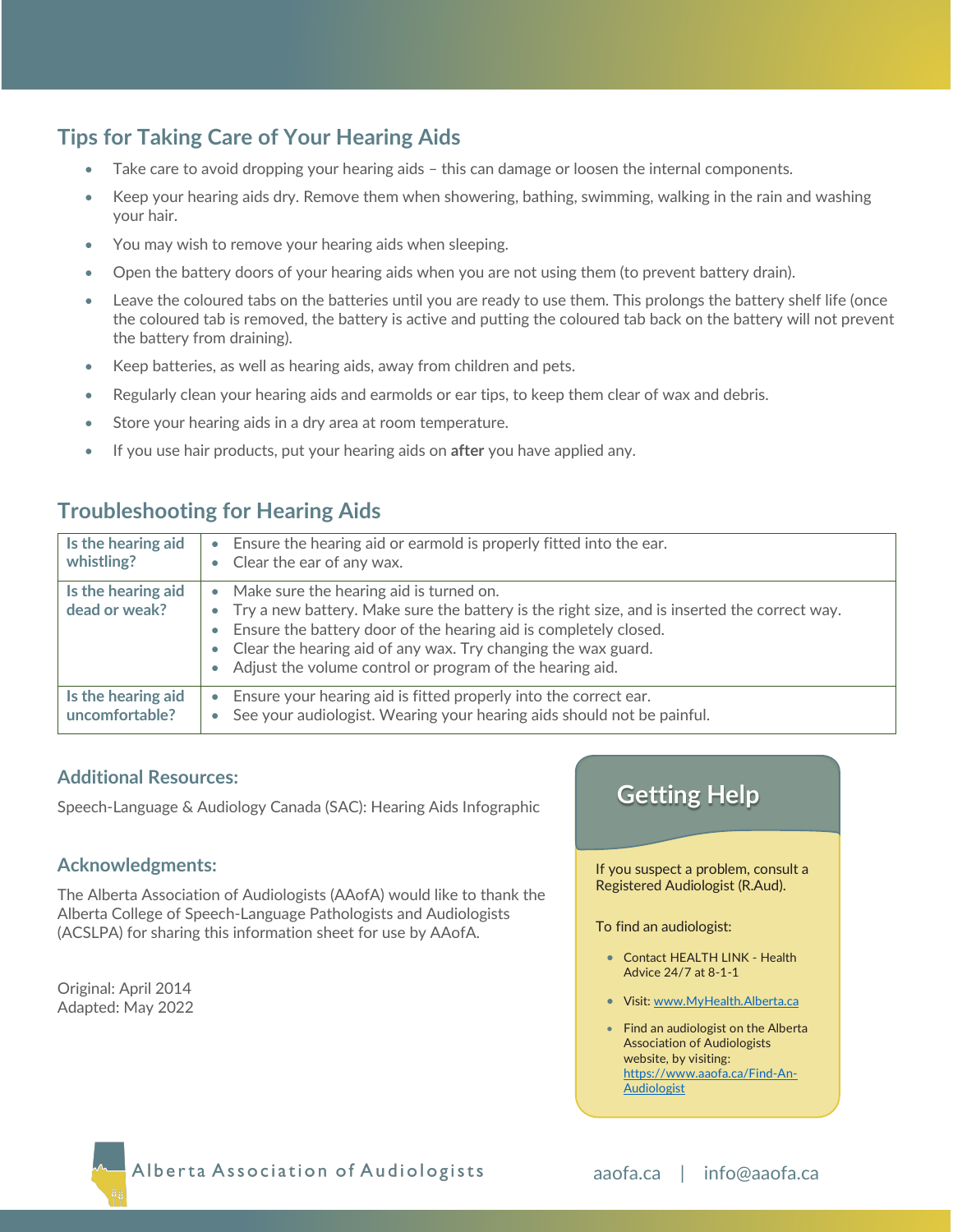## Tips for Taking Care of Your Hearing Aids

- Take care to avoid dropping your hearing aids – this can damage or loosen the internal components.
- Keep your hearing aids dry. Remove them when showering, bathing, swimming, walking in the rain and washing your hair.
- You may wish to remove your hearing aids when sleeping.
- Open the battery doors of your hearing aids when you are not using them (to prevent battery drain).
- Leave the coloured tabs on the batteries until you are ready to use them. This prolongs the battery shelf life (once the coloured tab is removed, the battery is active and putting the coloured tab back on the battery will not prevent the battery from draining).
- Keep batteries, as well as hearing aids, away from children and pets.
- Regularly clean your hearing aids and earmolds or ear tips, to keep them clear of wax and debris.
- Store your hearing aids in a dry area at room temperature.
- If you use hair products, put your hearing aids on **after** you have applied any.

## Troubleshooting for Hearing Aids

| | |
|---|---|
| **Is the hearing aid whistling?** | • Ensure the hearing aid or earmold is properly fitted into the ear.<br>• Clear the ear of any wax. |
| **Is the hearing aid dead or weak?** | • Make sure the hearing aid is turned on.<br>• Try a new battery. Make sure the battery is the right size, and is inserted the correct way.<br>• Ensure the battery door of the hearing aid is completely closed.<br>• Clear the hearing aid of any wax. Try changing the wax guard.<br>• Adjust the volume control or program of the hearing aid. |
| **Is the hearing aid uncomfortable?** | • Ensure your hearing aid is fitted properly into the correct ear.<br>• See your audiologist. Wearing your hearing aids should not be painful. |

### Additional Resources:

Speech-Language & Audiology Canada (SAC): Hearing Aids Infographic

### Acknowledgments:

The Alberta Association of Audiologists (AAofA) would like to thank the Alberta College of Speech-Language Pathologists and Audiologists (ACSLPA) for sharing this information sheet for use by AAofA.

Original: April 2014
Adapted: May 2022

### Getting Help

If you suspect a problem, consult a Registered Audiologist (R.Aud).

To find an audiologist:

- Contact HEALTH LINK - Health Advice 24/7 at 8-1-1
- Visit: www.MyHealth.Alberta.ca
- Find an audiologist on the Alberta Association of Audiologists website, by visiting: https://www.aaofa.ca/Find-An-Audiologist

Alberta Association of Audiologists

aaofa.ca | info@aaofa.ca